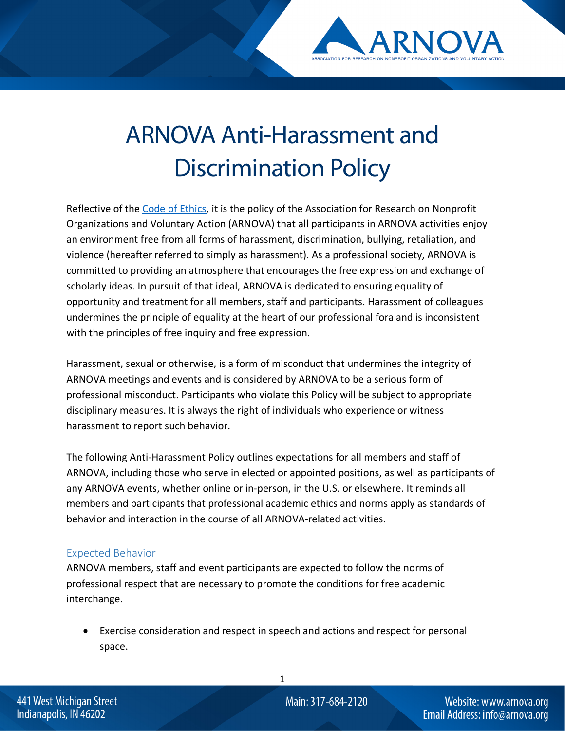# ARNOVA Anti-Harassment and Discrimination Policy

Reflective of the Code of Ethics, it is the policy of the Association for Research on Nonprofit Organizations and Voluntary Action (ARNOVA) that all participants in ARNOVA activities enjoy an environment free from all forms of harassment, discrimination, bullying, retaliation, and violence (hereafter referred to simply as harassment). As a professional society, ARNOVA is committed to providing an atmosphere that encourages the free expression and exchange of scholarly ideas. In pursuit of that ideal, ARNOVA is dedicated to ensuring equality of opportunity and treatment for all members, staff and participants. Harassment of colleagues undermines the principle of equality at the heart of our professional fora and is inconsistent with the principles of free inquiry and free expression.

Harassment, sexual or otherwise, is a form of misconduct that undermines the integrity of ARNOVA meetings and events and is considered by ARNOVA to be a serious form of professional misconduct. Participants who violate this Policy will be subject to appropriate disciplinary measures. It is always the right of individuals who experience or witness harassment to report such behavior.

The following Anti-Harassment Policy outlines expectations for all members and staff of ARNOVA, including those who serve in elected or appointed positions, as well as participants of any ARNOVA events, whether online or in-person, in the U.S. or elsewhere. It reminds all members and participants that professional academic ethics and norms apply as standards of behavior and interaction in the course of all ARNOVA-related activities.

## Expected Behavior

ARNOVA members, staff and event participants are expected to follow the norms of professional respect that are necessary to promote the conditions for free academic interchange.

- Exercise consideration and respect in speech and actions and respect for personal space.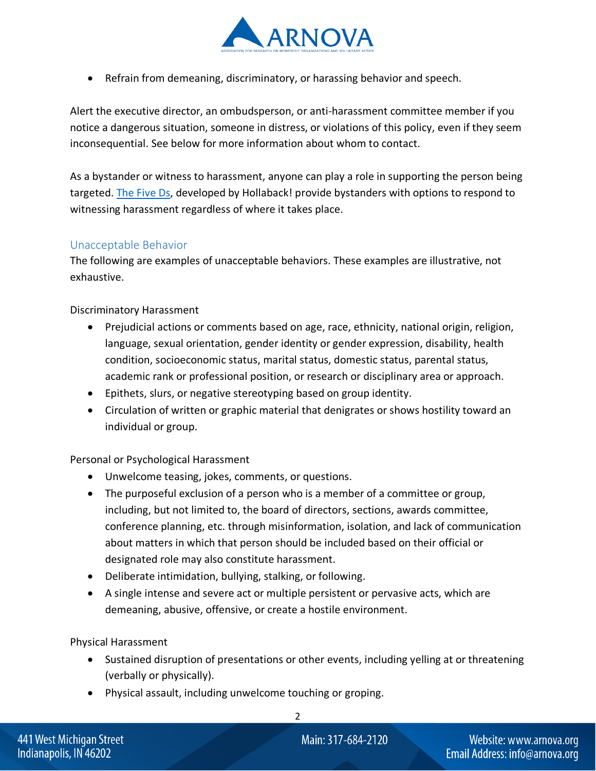- Refrain from demeaning, discriminatory, or harassing behavior and speech.

Alert the executive director, an ombudsperson, or anti-harassment committee member if you notice a dangerous situation, someone in distress, or violations of this policy, even if they seem inconsequential. See below for more information about whom to contact.

As a bystander or witness to harassment, anyone can play a role in supporting the person being targeted. The Five Ds, developed by Hollaback! provide bystanders with options to respond to witnessing harassment regardless of where it takes place.

## Unacceptable Behavior

The following are examples of unacceptable behaviors. These examples are illustrative, not exhaustive.

Discriminatory Harassment

- Prejudicial actions or comments based on age, race, ethnicity, national origin, religion, language, sexual orientation, gender identity or gender expression, disability, health condition, socioeconomic status, marital status, domestic status, parental status, academic rank or professional position, or research or disciplinary area or approach.
- Epithets, slurs, or negative stereotyping based on group identity.
- Circulation of written or graphic material that denigrates or shows hostility toward an individual or group.

Personal or Psychological Harassment

- Unwelcome teasing, jokes, comments, or questions.
- The purposeful exclusion of a person who is a member of a committee or group, including, but not limited to, the board of directors, sections, awards committee, conference planning, etc. through misinformation, isolation, and lack of communication about matters in which that person should be included based on their official or designated role may also constitute harassment.
- Deliberate intimidation, bullying, stalking, or following.
- A single intense and severe act or multiple persistent or pervasive acts, which are demeaning, abusive, offensive, or create a hostile environment.

Physical Harassment

- Sustained disruption of presentations or other events, including yelling at or threatening (verbally or physically).
- Physical assault, including unwelcome touching or groping.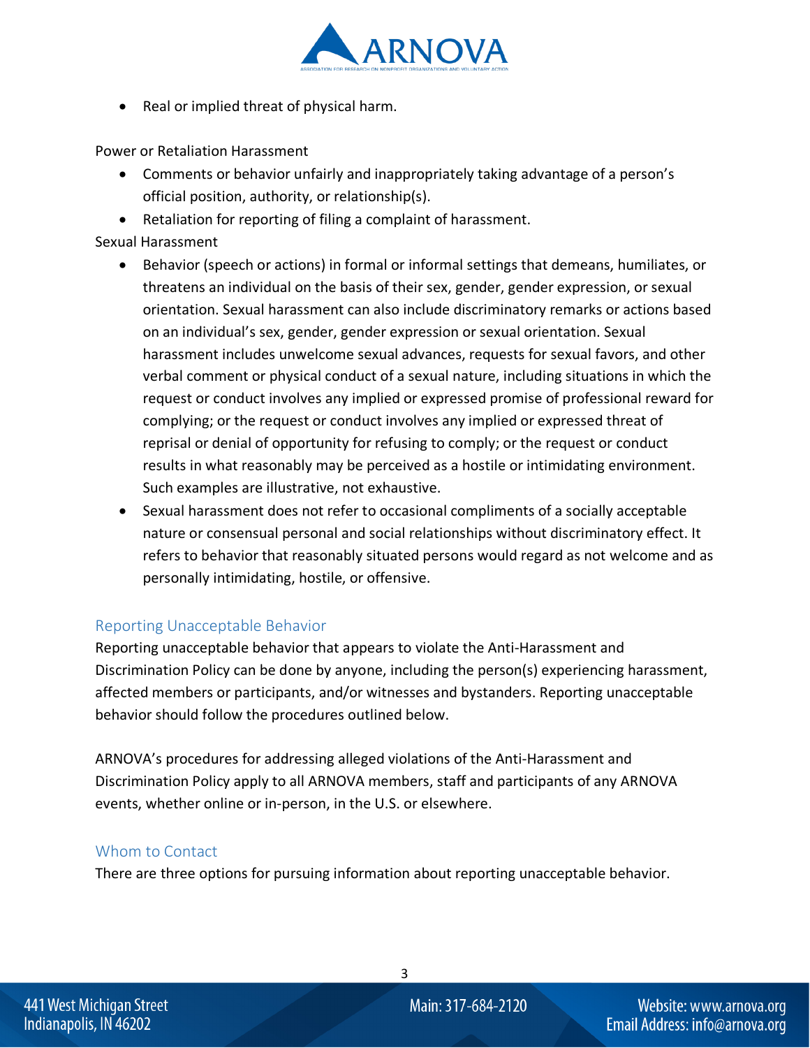- Real or implied threat of physical harm.

Power or Retaliation Harassment

- Comments or behavior unfairly and inappropriately taking advantage of a person's official position, authority, or relationship(s).
- Retaliation for reporting of filing a complaint of harassment.

Sexual Harassment

- Behavior (speech or actions) in formal or informal settings that demeans, humiliates, or threatens an individual on the basis of their sex, gender, gender expression, or sexual orientation. Sexual harassment can also include discriminatory remarks or actions based on an individual's sex, gender, gender expression or sexual orientation. Sexual harassment includes unwelcome sexual advances, requests for sexual favors, and other verbal comment or physical conduct of a sexual nature, including situations in which the request or conduct involves any implied or expressed promise of professional reward for complying; or the request or conduct involves any implied or expressed threat of reprisal or denial of opportunity for refusing to comply; or the request or conduct results in what reasonably may be perceived as a hostile or intimidating environment. Such examples are illustrative, not exhaustive.
- Sexual harassment does not refer to occasional compliments of a socially acceptable nature or consensual personal and social relationships without discriminatory effect. It refers to behavior that reasonably situated persons would regard as not welcome and as personally intimidating, hostile, or offensive.

## Reporting Unacceptable Behavior

Reporting unacceptable behavior that appears to violate the Anti-Harassment and Discrimination Policy can be done by anyone, including the person(s) experiencing harassment, affected members or participants, and/or witnesses and bystanders. Reporting unacceptable behavior should follow the procedures outlined below.

ARNOVA's procedures for addressing alleged violations of the Anti-Harassment and Discrimination Policy apply to all ARNOVA members, staff and participants of any ARNOVA events, whether online or in-person, in the U.S. or elsewhere.

## Whom to Contact

There are three options for pursuing information about reporting unacceptable behavior.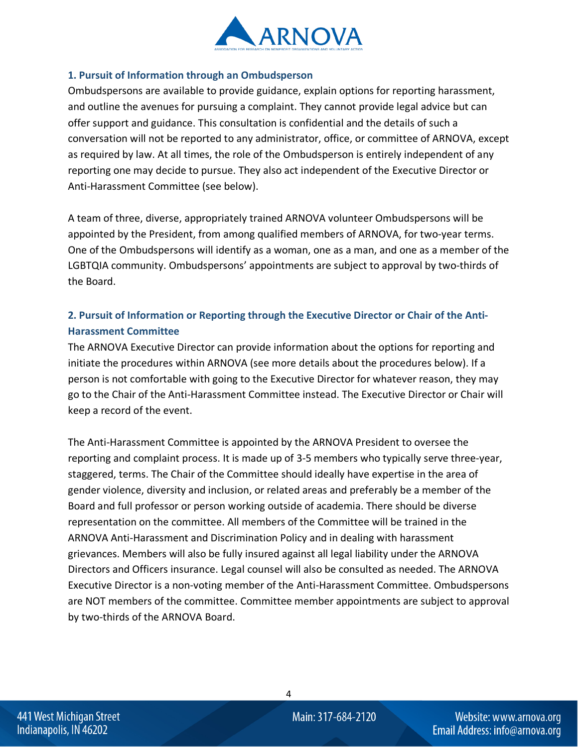### 1. Pursuit of Information through an Ombudsperson

Ombudspersons are available to provide guidance, explain options for reporting harassment, and outline the avenues for pursuing a complaint. They cannot provide legal advice but can offer support and guidance. This consultation is confidential and the details of such a conversation will not be reported to any administrator, office, or committee of ARNOVA, except as required by law. At all times, the role of the Ombudsperson is entirely independent of any reporting one may decide to pursue. They also act independent of the Executive Director or Anti-Harassment Committee (see below).

A team of three, diverse, appropriately trained ARNOVA volunteer Ombudspersons will be appointed by the President, from among qualified members of ARNOVA, for two-year terms. One of the Ombudspersons will identify as a woman, one as a man, and one as a member of the LGBTQIA community. Ombudspersons' appointments are subject to approval by two-thirds of the Board.

### 2. Pursuit of Information or Reporting through the Executive Director or Chair of the Anti-Harassment Committee

The ARNOVA Executive Director can provide information about the options for reporting and initiate the procedures within ARNOVA (see more details about the procedures below). If a person is not comfortable with going to the Executive Director for whatever reason, they may go to the Chair of the Anti-Harassment Committee instead. The Executive Director or Chair will keep a record of the event.

The Anti-Harassment Committee is appointed by the ARNOVA President to oversee the reporting and complaint process. It is made up of 3-5 members who typically serve three-year, staggered, terms. The Chair of the Committee should ideally have expertise in the area of gender violence, diversity and inclusion, or related areas and preferably be a member of the Board and full professor or person working outside of academia. There should be diverse representation on the committee. All members of the Committee will be trained in the ARNOVA Anti-Harassment and Discrimination Policy and in dealing with harassment grievances. Members will also be fully insured against all legal liability under the ARNOVA Directors and Officers insurance. Legal counsel will also be consulted as needed. The ARNOVA Executive Director is a non-voting member of the Anti-Harassment Committee. Ombudspersons are NOT members of the committee. Committee member appointments are subject to approval by two-thirds of the ARNOVA Board.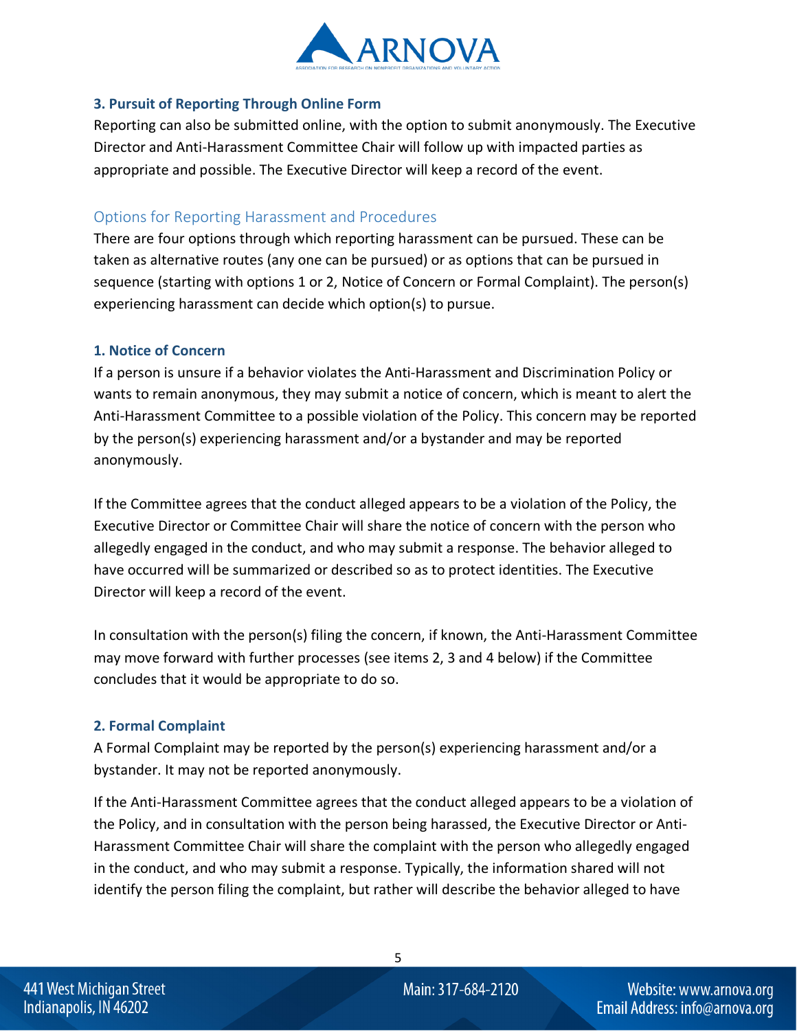### 3. Pursuit of Reporting Through Online Form

Reporting can also be submitted online, with the option to submit anonymously. The Executive Director and Anti-Harassment Committee Chair will follow up with impacted parties as appropriate and possible. The Executive Director will keep a record of the event.

## Options for Reporting Harassment and Procedures

There are four options through which reporting harassment can be pursued. These can be taken as alternative routes (any one can be pursued) or as options that can be pursued in sequence (starting with options 1 or 2, Notice of Concern or Formal Complaint). The person(s) experiencing harassment can decide which option(s) to pursue.

### 1. Notice of Concern

If a person is unsure if a behavior violates the Anti-Harassment and Discrimination Policy or wants to remain anonymous, they may submit a notice of concern, which is meant to alert the Anti-Harassment Committee to a possible violation of the Policy. This concern may be reported by the person(s) experiencing harassment and/or a bystander and may be reported anonymously.

If the Committee agrees that the conduct alleged appears to be a violation of the Policy, the Executive Director or Committee Chair will share the notice of concern with the person who allegedly engaged in the conduct, and who may submit a response. The behavior alleged to have occurred will be summarized or described so as to protect identities. The Executive Director will keep a record of the event.

In consultation with the person(s) filing the concern, if known, the Anti-Harassment Committee may move forward with further processes (see items 2, 3 and 4 below) if the Committee concludes that it would be appropriate to do so.

### 2. Formal Complaint

A Formal Complaint may be reported by the person(s) experiencing harassment and/or a bystander. It may not be reported anonymously.

If the Anti-Harassment Committee agrees that the conduct alleged appears to be a violation of the Policy, and in consultation with the person being harassed, the Executive Director or Anti-Harassment Committee Chair will share the complaint with the person who allegedly engaged in the conduct, and who may submit a response. Typically, the information shared will not identify the person filing the complaint, but rather will describe the behavior alleged to have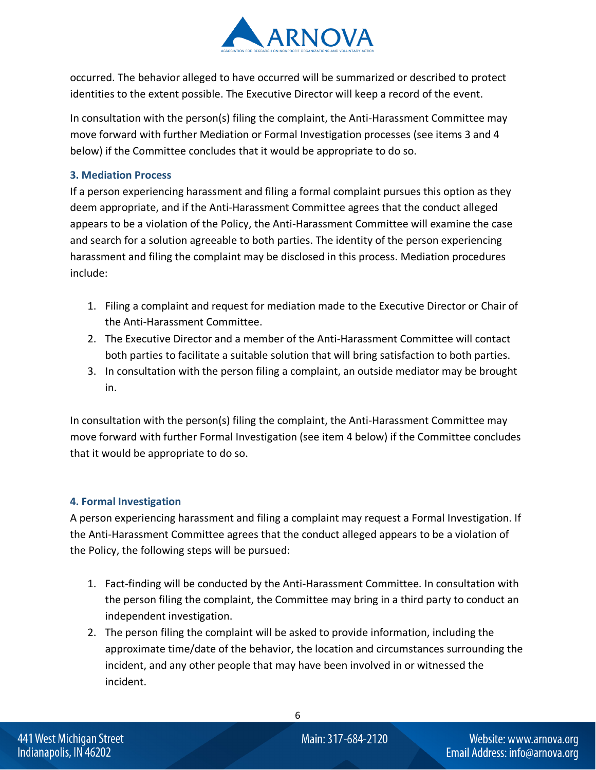occurred. The behavior alleged to have occurred will be summarized or described to protect identities to the extent possible. The Executive Director will keep a record of the event.

In consultation with the person(s) filing the complaint, the Anti-Harassment Committee may move forward with further Mediation or Formal Investigation processes (see items 3 and 4 below) if the Committee concludes that it would be appropriate to do so.

### 3. Mediation Process

If a person experiencing harassment and filing a formal complaint pursues this option as they deem appropriate, and if the Anti-Harassment Committee agrees that the conduct alleged appears to be a violation of the Policy, the Anti-Harassment Committee will examine the case and search for a solution agreeable to both parties. The identity of the person experiencing harassment and filing the complaint may be disclosed in this process. Mediation procedures include:

1. Filing a complaint and request for mediation made to the Executive Director or Chair of the Anti-Harassment Committee.
2. The Executive Director and a member of the Anti-Harassment Committee will contact both parties to facilitate a suitable solution that will bring satisfaction to both parties.
3. In consultation with the person filing a complaint, an outside mediator may be brought in.

In consultation with the person(s) filing the complaint, the Anti-Harassment Committee may move forward with further Formal Investigation (see item 4 below) if the Committee concludes that it would be appropriate to do so.

### 4. Formal Investigation

A person experiencing harassment and filing a complaint may request a Formal Investigation. If the Anti-Harassment Committee agrees that the conduct alleged appears to be a violation of the Policy, the following steps will be pursued:

1. Fact-finding will be conducted by the Anti-Harassment Committee. In consultation with the person filing the complaint, the Committee may bring in a third party to conduct an independent investigation.
2. The person filing the complaint will be asked to provide information, including the approximate time/date of the behavior, the location and circumstances surrounding the incident, and any other people that may have been involved in or witnessed the incident.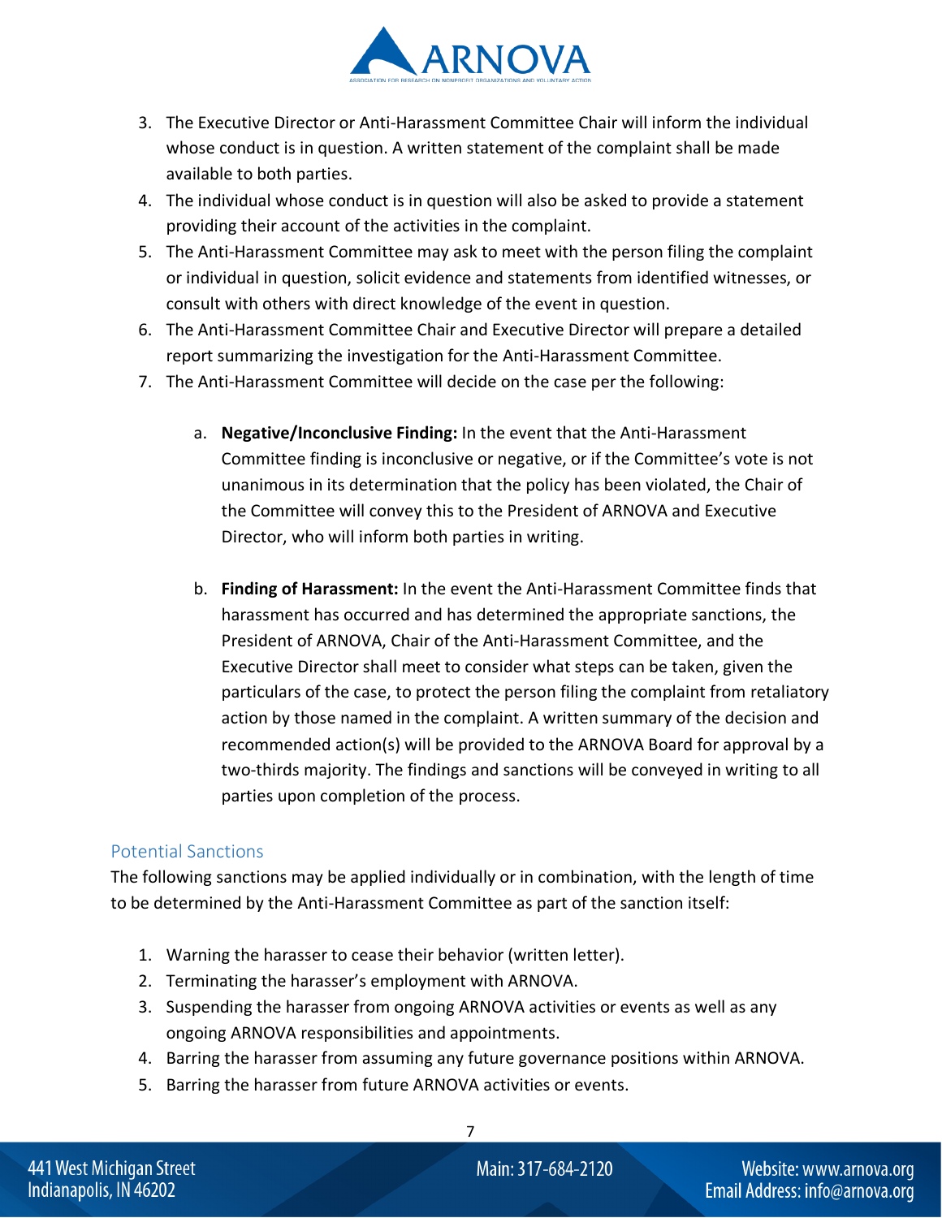3. The Executive Director or Anti-Harassment Committee Chair will inform the individual whose conduct is in question. A written statement of the complaint shall be made available to both parties.
4. The individual whose conduct is in question will also be asked to provide a statement providing their account of the activities in the complaint.
5. The Anti-Harassment Committee may ask to meet with the person filing the complaint or individual in question, solicit evidence and statements from identified witnesses, or consult with others with direct knowledge of the event in question.
6. The Anti-Harassment Committee Chair and Executive Director will prepare a detailed report summarizing the investigation for the Anti-Harassment Committee.
7. The Anti-Harassment Committee will decide on the case per the following:

    a. **Negative/Inconclusive Finding:** In the event that the Anti-Harassment Committee finding is inconclusive or negative, or if the Committee's vote is not unanimous in its determination that the policy has been violated, the Chair of the Committee will convey this to the President of ARNOVA and Executive Director, who will inform both parties in writing.

    b. **Finding of Harassment:** In the event the Anti-Harassment Committee finds that harassment has occurred and has determined the appropriate sanctions, the President of ARNOVA, Chair of the Anti-Harassment Committee, and the Executive Director shall meet to consider what steps can be taken, given the particulars of the case, to protect the person filing the complaint from retaliatory action by those named in the complaint. A written summary of the decision and recommended action(s) will be provided to the ARNOVA Board for approval by a two-thirds majority. The findings and sanctions will be conveyed in writing to all parties upon completion of the process.

## Potential Sanctions

The following sanctions may be applied individually or in combination, with the length of time to be determined by the Anti-Harassment Committee as part of the sanction itself:

1. Warning the harasser to cease their behavior (written letter).
2. Terminating the harasser's employment with ARNOVA.
3. Suspending the harasser from ongoing ARNOVA activities or events as well as any ongoing ARNOVA responsibilities and appointments.
4. Barring the harasser from assuming any future governance positions within ARNOVA.
5. Barring the harasser from future ARNOVA activities or events.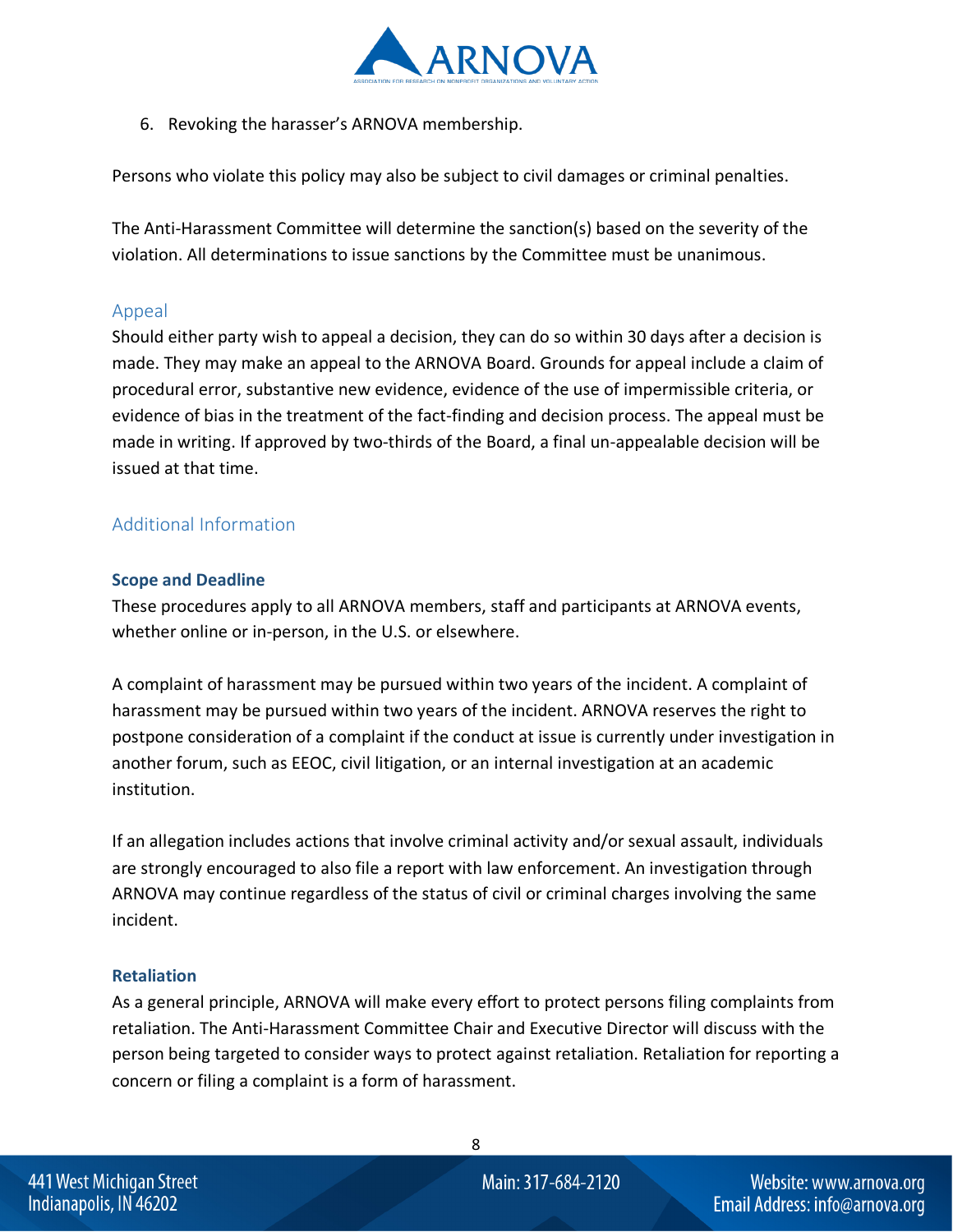6. Revoking the harasser's ARNOVA membership.

Persons who violate this policy may also be subject to civil damages or criminal penalties.

The Anti-Harassment Committee will determine the sanction(s) based on the severity of the violation. All determinations to issue sanctions by the Committee must be unanimous.

### Appeal

Should either party wish to appeal a decision, they can do so within 30 days after a decision is made. They may make an appeal to the ARNOVA Board. Grounds for appeal include a claim of procedural error, substantive new evidence, evidence of the use of impermissible criteria, or evidence of bias in the treatment of the fact-finding and decision process. The appeal must be made in writing. If approved by two-thirds of the Board, a final un-appealable decision will be issued at that time.

## Additional Information

**Scope and Deadline**

These procedures apply to all ARNOVA members, staff and participants at ARNOVA events, whether online or in-person, in the U.S. or elsewhere.

A complaint of harassment may be pursued within two years of the incident. A complaint of harassment may be pursued within two years of the incident. ARNOVA reserves the right to postpone consideration of a complaint if the conduct at issue is currently under investigation in another forum, such as EEOC, civil litigation, or an internal investigation at an academic institution.

If an allegation includes actions that involve criminal activity and/or sexual assault, individuals are strongly encouraged to also file a report with law enforcement. An investigation through ARNOVA may continue regardless of the status of civil or criminal charges involving the same incident.

**Retaliation**

As a general principle, ARNOVA will make every effort to protect persons filing complaints from retaliation. The Anti-Harassment Committee Chair and Executive Director will discuss with the person being targeted to consider ways to protect against retaliation. Retaliation for reporting a concern or filing a complaint is a form of harassment.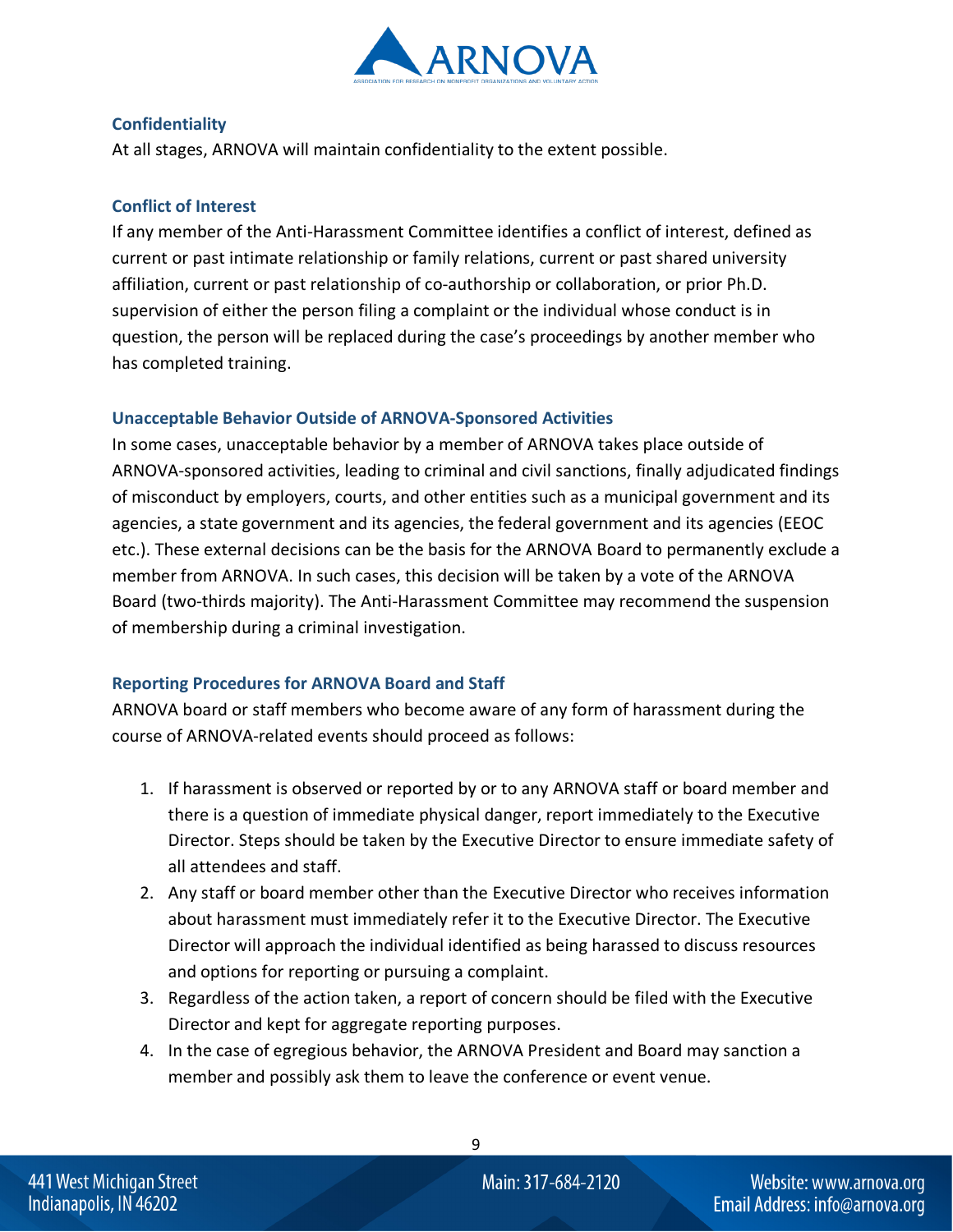### Confidentiality

At all stages, ARNOVA will maintain confidentiality to the extent possible.

### Conflict of Interest

If any member of the Anti-Harassment Committee identifies a conflict of interest, defined as current or past intimate relationship or family relations, current or past shared university affiliation, current or past relationship of co-authorship or collaboration, or prior Ph.D. supervision of either the person filing a complaint or the individual whose conduct is in question, the person will be replaced during the case's proceedings by another member who has completed training.

### Unacceptable Behavior Outside of ARNOVA-Sponsored Activities

In some cases, unacceptable behavior by a member of ARNOVA takes place outside of ARNOVA-sponsored activities, leading to criminal and civil sanctions, finally adjudicated findings of misconduct by employers, courts, and other entities such as a municipal government and its agencies, a state government and its agencies, the federal government and its agencies (EEOC etc.). These external decisions can be the basis for the ARNOVA Board to permanently exclude a member from ARNOVA. In such cases, this decision will be taken by a vote of the ARNOVA Board (two-thirds majority). The Anti-Harassment Committee may recommend the suspension of membership during a criminal investigation.

### Reporting Procedures for ARNOVA Board and Staff

ARNOVA board or staff members who become aware of any form of harassment during the course of ARNOVA-related events should proceed as follows:

1. If harassment is observed or reported by or to any ARNOVA staff or board member and there is a question of immediate physical danger, report immediately to the Executive Director. Steps should be taken by the Executive Director to ensure immediate safety of all attendees and staff.
2. Any staff or board member other than the Executive Director who receives information about harassment must immediately refer it to the Executive Director. The Executive Director will approach the individual identified as being harassed to discuss resources and options for reporting or pursuing a complaint.
3. Regardless of the action taken, a report of concern should be filed with the Executive Director and kept for aggregate reporting purposes.
4. In the case of egregious behavior, the ARNOVA President and Board may sanction a member and possibly ask them to leave the conference or event venue.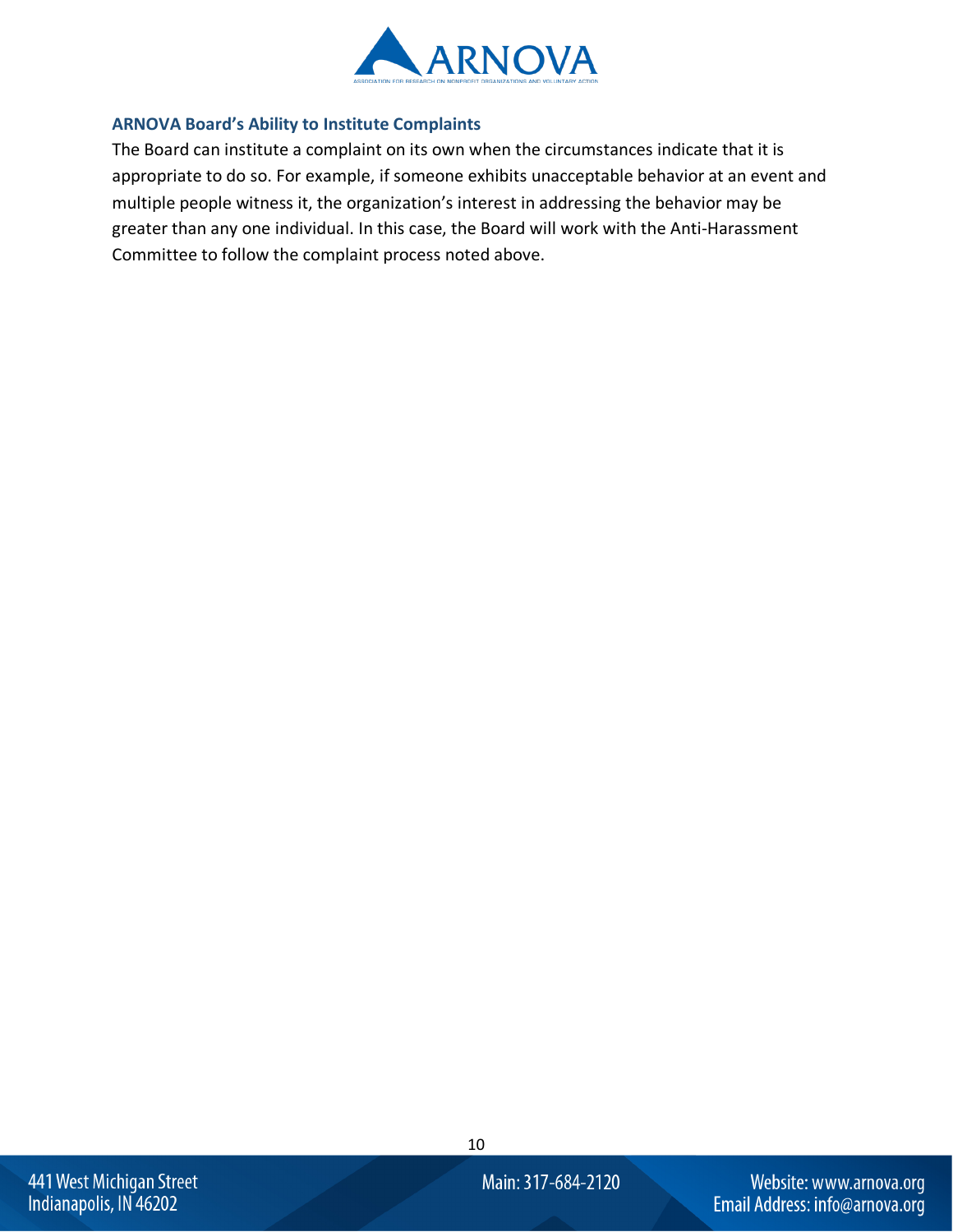### ARNOVA Board's Ability to Institute Complaints

The Board can institute a complaint on its own when the circumstances indicate that it is appropriate to do so. For example, if someone exhibits unacceptable behavior at an event and multiple people witness it, the organization's interest in addressing the behavior may be greater than any one individual. In this case, the Board will work with the Anti-Harassment Committee to follow the complaint process noted above.